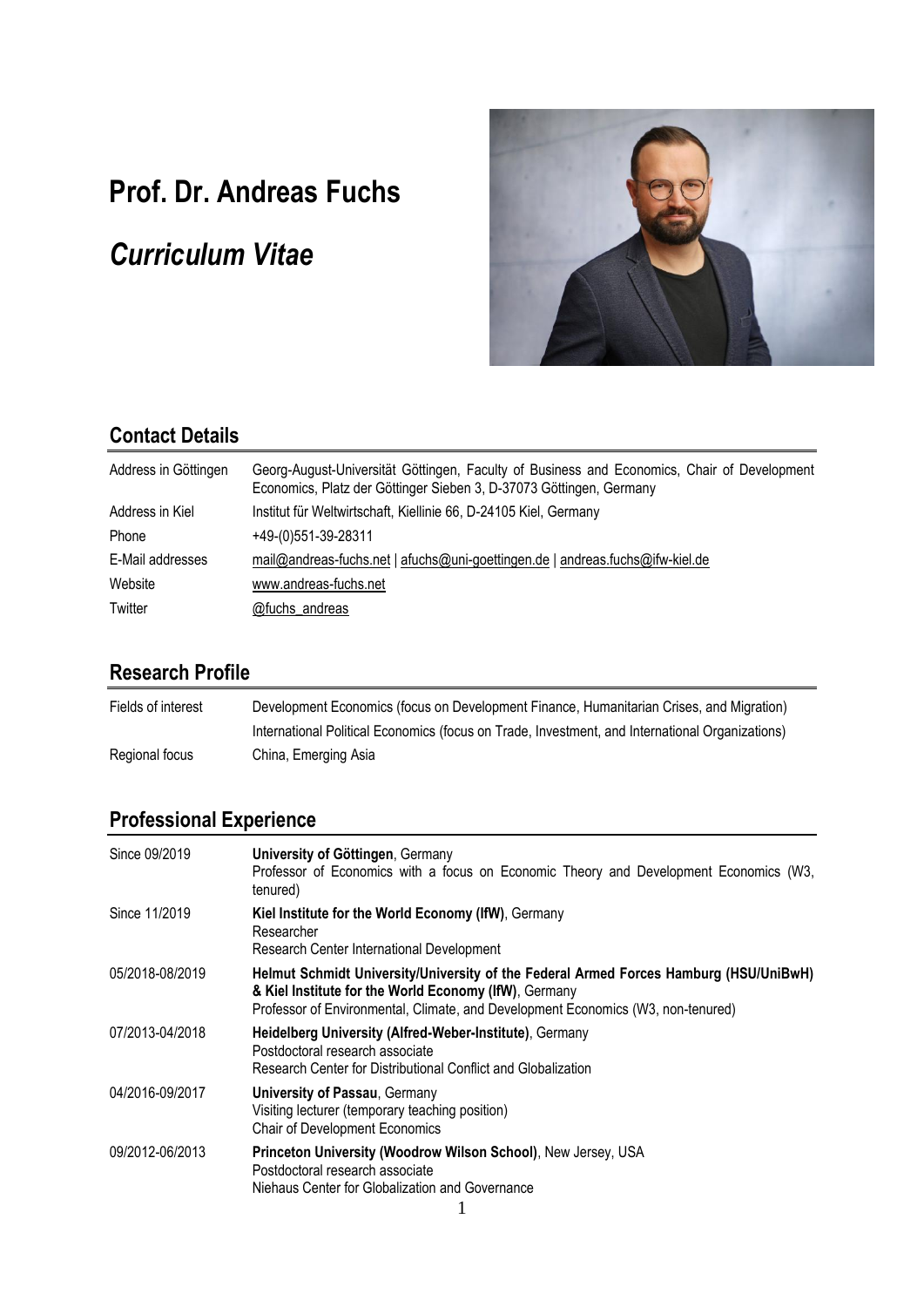# Prof. Dr. Andreas Fuchs

# *Curriculum Vitae*

## Contact Details

| | |
|---|---|
| Address in Göttingen | Georg-August-Universität Göttingen, Faculty of Business and Economics, Chair of Development Economics, Platz der Göttinger Sieben 3, D-37073 Göttingen, Germany |
| Address in Kiel | Institut für Weltwirtschaft, Kiellinie 66, D-24105 Kiel, Germany |
| Phone | +49-(0)551-39-28311 |
| E-Mail addresses | mail@andreas-fuchs.net \| afuchs@uni-goettingen.de \| andreas.fuchs@ifw-kiel.de |
| Website | www.andreas-fuchs.net |
| Twitter | @fuchs_andreas |

## Research Profile

| | |
|---|---|
| Fields of interest | Development Economics (focus on Development Finance, Humanitarian Crises, and Migration) |
| | International Political Economics (focus on Trade, Investment, and International Organizations) |
| Regional focus | China, Emerging Asia |

## Professional Experience

| | |
|---|---|
| Since 09/2019 | **University of Göttingen**, Germany<br>Professor of Economics with a focus on Economic Theory and Development Economics (W3, tenured) |
| Since 11/2019 | **Kiel Institute for the World Economy (IfW)**, Germany<br>Researcher<br>Research Center International Development |
| 05/2018-08/2019 | **Helmut Schmidt University/University of the Federal Armed Forces Hamburg (HSU/UniBwH) & Kiel Institute for the World Economy (IfW)**, Germany<br>Professor of Environmental, Climate, and Development Economics (W3, non-tenured) |
| 07/2013-04/2018 | **Heidelberg University (Alfred-Weber-Institute)**, Germany<br>Postdoctoral research associate<br>Research Center for Distributional Conflict and Globalization |
| 04/2016-09/2017 | **University of Passau**, Germany<br>Visiting lecturer (temporary teaching position)<br>Chair of Development Economics |
| 09/2012-06/2013 | **Princeton University (Woodrow Wilson School)**, New Jersey, USA<br>Postdoctoral research associate<br>Niehaus Center for Globalization and Governance |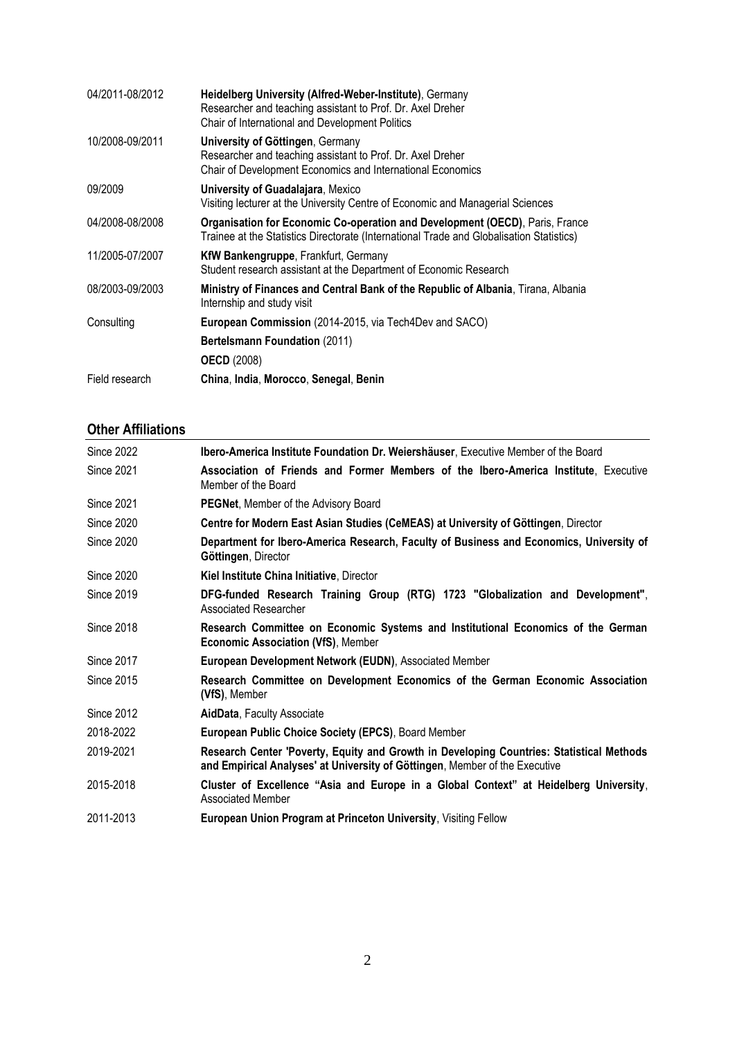| | |
|---|---|
| 04/2011-08/2012 | **Heidelberg University (Alfred-Weber-Institute)**, Germany<br>Researcher and teaching assistant to Prof. Dr. Axel Dreher<br>Chair of International and Development Politics |
| 10/2008-09/2011 | **University of Göttingen**, Germany<br>Researcher and teaching assistant to Prof. Dr. Axel Dreher<br>Chair of Development Economics and International Economics |
| 09/2009 | **University of Guadalajara**, Mexico<br>Visiting lecturer at the University Centre of Economic and Managerial Sciences |
| 04/2008-08/2008 | **Organisation for Economic Co-operation and Development (OECD)**, Paris, France<br>Trainee at the Statistics Directorate (International Trade and Globalisation Statistics) |
| 11/2005-07/2007 | **KfW Bankengruppe**, Frankfurt, Germany<br>Student research assistant at the Department of Economic Research |
| 08/2003-09/2003 | **Ministry of Finances and Central Bank of the Republic of Albania**, Tirana, Albania<br>Internship and study visit |
| Consulting | **European Commission** (2014-2015, via Tech4Dev and SACO) |
| | **Bertelsmann Foundation** (2011) |
| | **OECD** (2008) |
| Field research | **China**, **India**, **Morocco**, **Senegal**, **Benin** |

## Other Affiliations

| | |
|---|---|
| Since 2022 | **Ibero-America Institute Foundation Dr. Weiershäuser**, Executive Member of the Board |
| Since 2021 | **Association of Friends and Former Members of the Ibero-America Institute**, Executive Member of the Board |
| Since 2021 | **PEGNet**, Member of the Advisory Board |
| Since 2020 | **Centre for Modern East Asian Studies (CeMEAS) at University of Göttingen**, Director |
| Since 2020 | **Department for Ibero-America Research, Faculty of Business and Economics, University of Göttingen**, Director |
| Since 2020 | **Kiel Institute China Initiative**, Director |
| Since 2019 | **DFG-funded Research Training Group (RTG) 1723 "Globalization and Development"**, Associated Researcher |
| Since 2018 | **Research Committee on Economic Systems and Institutional Economics of the German Economic Association (VfS)**, Member |
| Since 2017 | **European Development Network (EUDN)**, Associated Member |
| Since 2015 | **Research Committee on Development Economics of the German Economic Association (VfS)**, Member |
| Since 2012 | **AidData**, Faculty Associate |
| 2018-2022 | **European Public Choice Society (EPCS)**, Board Member |
| 2019-2021 | **Research Center 'Poverty, Equity and Growth in Developing Countries: Statistical Methods and Empirical Analyses' at University of Göttingen**, Member of the Executive |
| 2015-2018 | **Cluster of Excellence "Asia and Europe in a Global Context" at Heidelberg University**, Associated Member |
| 2011-2013 | **European Union Program at Princeton University**, Visiting Fellow |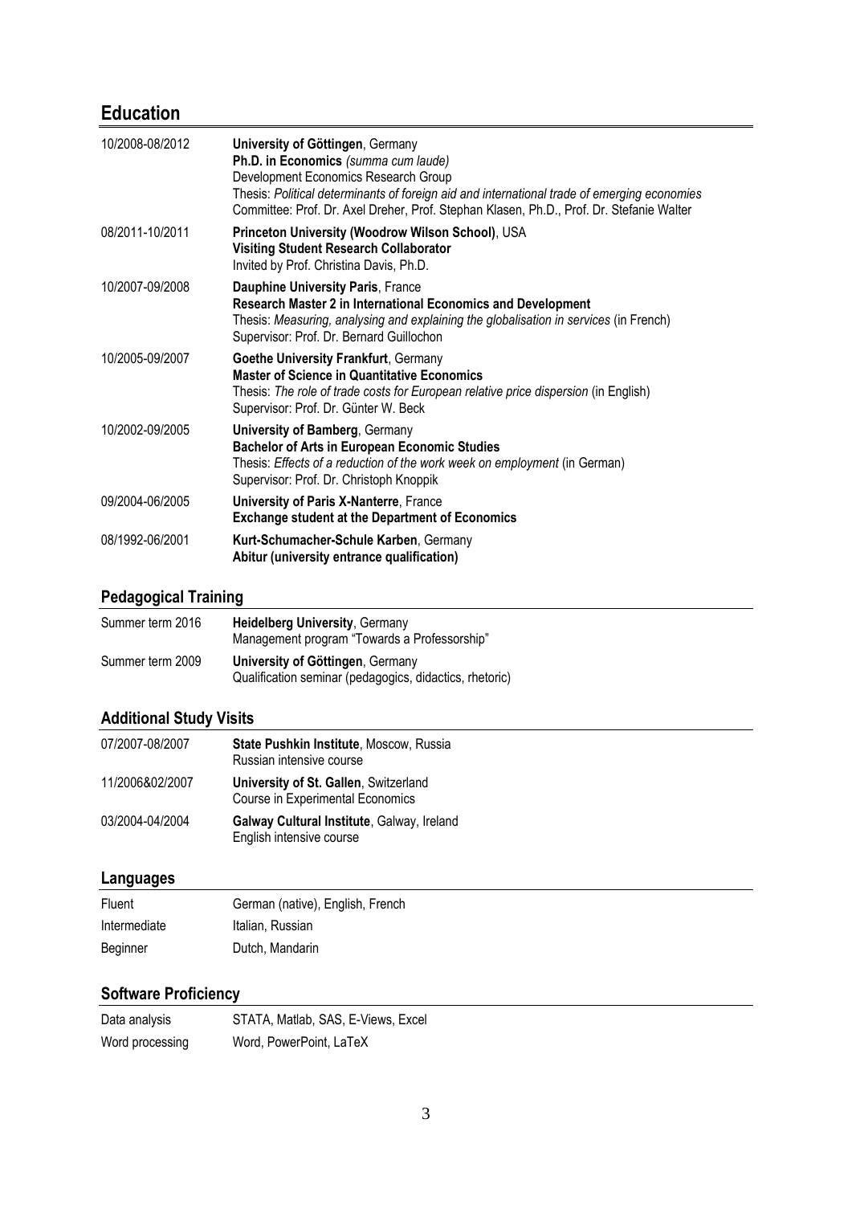## Education

| | |
|---|---|
| 10/2008-08/2012 | **University of Göttingen**, Germany<br>**Ph.D. in Economics** *(summa cum laude)*<br>Development Economics Research Group<br>Thesis: *Political determinants of foreign aid and international trade of emerging economies*<br>Committee: Prof. Dr. Axel Dreher, Prof. Stephan Klasen, Ph.D., Prof. Dr. Stefanie Walter |
| 08/2011-10/2011 | **Princeton University (Woodrow Wilson School)**, USA<br>**Visiting Student Research Collaborator**<br>Invited by Prof. Christina Davis, Ph.D. |
| 10/2007-09/2008 | **Dauphine University Paris**, France<br>**Research Master 2 in International Economics and Development**<br>Thesis: *Measuring, analysing and explaining the globalisation in services* (in French)<br>Supervisor: Prof. Dr. Bernard Guillochon |
| 10/2005-09/2007 | **Goethe University Frankfurt**, Germany<br>**Master of Science in Quantitative Economics**<br>Thesis: *The role of trade costs for European relative price dispersion* (in English)<br>Supervisor: Prof. Dr. Günter W. Beck |
| 10/2002-09/2005 | **University of Bamberg**, Germany<br>**Bachelor of Arts in European Economic Studies**<br>Thesis: *Effects of a reduction of the work week on employment* (in German)<br>Supervisor: Prof. Dr. Christoph Knoppik |
| 09/2004-06/2005 | **University of Paris X-Nanterre**, France<br>**Exchange student at the Department of Economics** |
| 08/1992-06/2001 | **Kurt-Schumacher-Schule Karben**, Germany<br>**Abitur (university entrance qualification)** |

### Pedagogical Training

| | |
|---|---|
| Summer term 2016 | **Heidelberg University**, Germany<br>Management program "Towards a Professorship" |
| Summer term 2009 | **University of Göttingen**, Germany<br>Qualification seminar (pedagogics, didactics, rhetoric) |

### Additional Study Visits

| | |
|---|---|
| 07/2007-08/2007 | **State Pushkin Institute**, Moscow, Russia<br>Russian intensive course |
| 11/2006&02/2007 | **University of St. Gallen**, Switzerland<br>Course in Experimental Economics |
| 03/2004-04/2004 | **Galway Cultural Institute**, Galway, Ireland<br>English intensive course |

### Languages

| | |
|---|---|
| Fluent | German (native), English, French |
| Intermediate | Italian, Russian |
| Beginner | Dutch, Mandarin |

### Software Proficiency

| | |
|---|---|
| Data analysis | STATA, Matlab, SAS, E-Views, Excel |
| Word processing | Word, PowerPoint, LaTeX |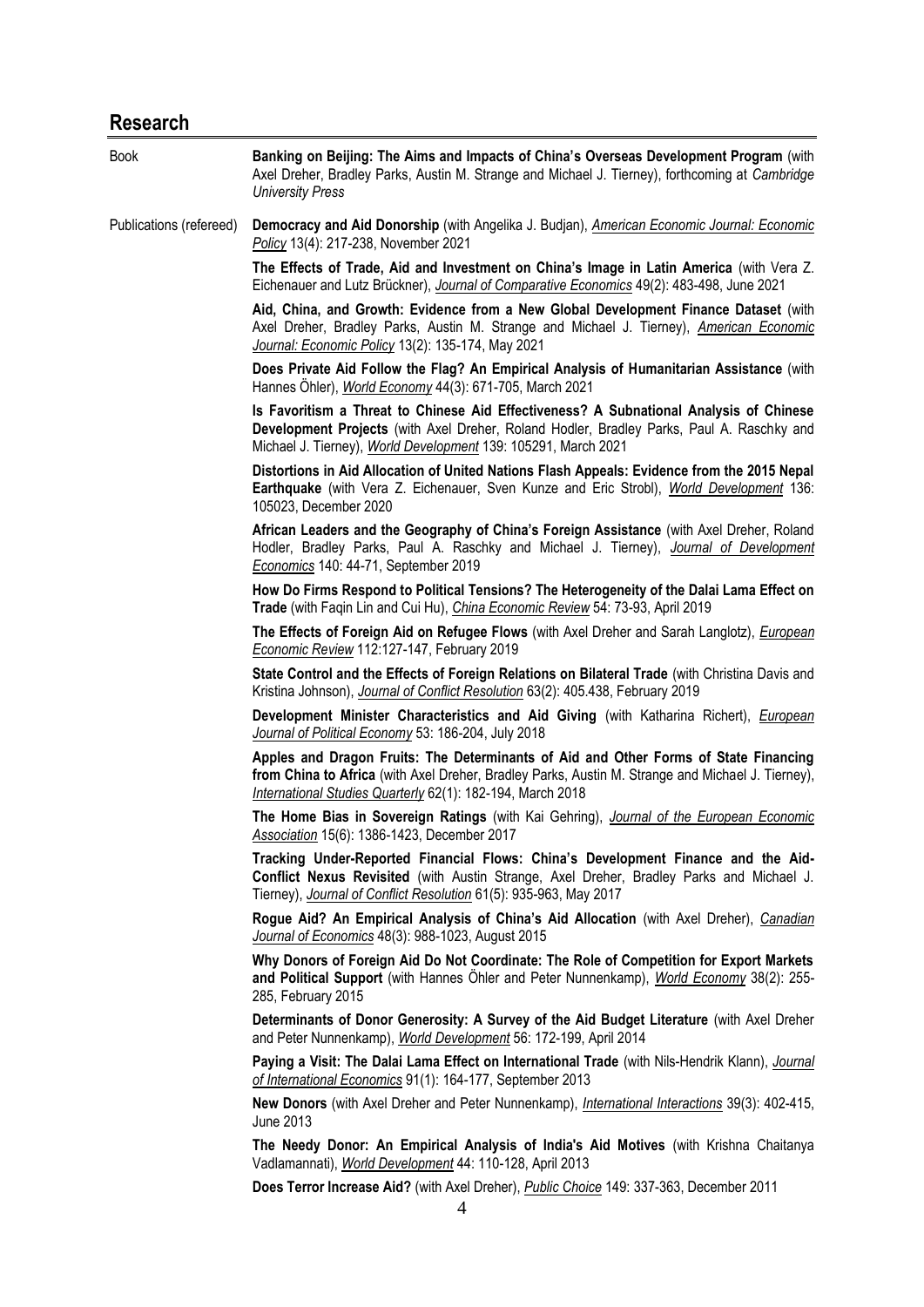## Research

**Book**

**Banking on Beijing: The Aims and Impacts of China's Overseas Development Program** (with Axel Dreher, Bradley Parks, Austin M. Strange and Michael J. Tierney), forthcoming at *Cambridge University Press*

**Publications (refereed)**

**Democracy and Aid Donorship** (with Angelika J. Budjan), *American Economic Journal: Economic Policy* 13(4): 217-238, November 2021

**The Effects of Trade, Aid and Investment on China's Image in Latin America** (with Vera Z. Eichenauer and Lutz Brückner), *Journal of Comparative Economics* 49(2): 483-498, June 2021

**Aid, China, and Growth: Evidence from a New Global Development Finance Dataset** (with Axel Dreher, Bradley Parks, Austin M. Strange and Michael J. Tierney), *American Economic Journal: Economic Policy* 13(2): 135-174, May 2021

**Does Private Aid Follow the Flag? An Empirical Analysis of Humanitarian Assistance** (with Hannes Öhler), *World Economy* 44(3): 671-705, March 2021

**Is Favoritism a Threat to Chinese Aid Effectiveness? A Subnational Analysis of Chinese Development Projects** (with Axel Dreher, Roland Hodler, Bradley Parks, Paul A. Raschky and Michael J. Tierney), *World Development* 139: 105291, March 2021

**Distortions in Aid Allocation of United Nations Flash Appeals: Evidence from the 2015 Nepal Earthquake** (with Vera Z. Eichenauer, Sven Kunze and Eric Strobl), *World Development* 136: 105023, December 2020

**African Leaders and the Geography of China's Foreign Assistance** (with Axel Dreher, Roland Hodler, Bradley Parks, Paul A. Raschky and Michael J. Tierney), *Journal of Development Economics* 140: 44-71, September 2019

**How Do Firms Respond to Political Tensions? The Heterogeneity of the Dalai Lama Effect on Trade** (with Faqin Lin and Cui Hu), *China Economic Review* 54: 73-93, April 2019

**The Effects of Foreign Aid on Refugee Flows** (with Axel Dreher and Sarah Langlotz), *European Economic Review* 112:127-147, February 2019

**State Control and the Effects of Foreign Relations on Bilateral Trade** (with Christina Davis and Kristina Johnson), *Journal of Conflict Resolution* 63(2): 405.438, February 2019

**Development Minister Characteristics and Aid Giving** (with Katharina Richert), *European Journal of Political Economy* 53: 186-204, July 2018

**Apples and Dragon Fruits: The Determinants of Aid and Other Forms of State Financing from China to Africa** (with Axel Dreher, Bradley Parks, Austin M. Strange and Michael J. Tierney), *International Studies Quarterly* 62(1): 182-194, March 2018

**The Home Bias in Sovereign Ratings** (with Kai Gehring), *Journal of the European Economic Association* 15(6): 1386-1423, December 2017

**Tracking Under-Reported Financial Flows: China's Development Finance and the Aid-Conflict Nexus Revisited** (with Austin Strange, Axel Dreher, Bradley Parks and Michael J. Tierney), *Journal of Conflict Resolution* 61(5): 935-963, May 2017

**Rogue Aid? An Empirical Analysis of China's Aid Allocation** (with Axel Dreher), *Canadian Journal of Economics* 48(3): 988-1023, August 2015

**Why Donors of Foreign Aid Do Not Coordinate: The Role of Competition for Export Markets and Political Support** (with Hannes Öhler and Peter Nunnenkamp), *World Economy* 38(2): 255-285, February 2015

**Determinants of Donor Generosity: A Survey of the Aid Budget Literature** (with Axel Dreher and Peter Nunnenkamp), *World Development* 56: 172-199, April 2014

**Paying a Visit: The Dalai Lama Effect on International Trade** (with Nils-Hendrik Klann), *Journal of International Economics* 91(1): 164-177, September 2013

**New Donors** (with Axel Dreher and Peter Nunnenkamp), *International Interactions* 39(3): 402-415, June 2013

**The Needy Donor: An Empirical Analysis of India's Aid Motives** (with Krishna Chaitanya Vadlamannati), *World Development* 44: 110-128, April 2013

**Does Terror Increase Aid?** (with Axel Dreher), *Public Choice* 149: 337-363, December 2011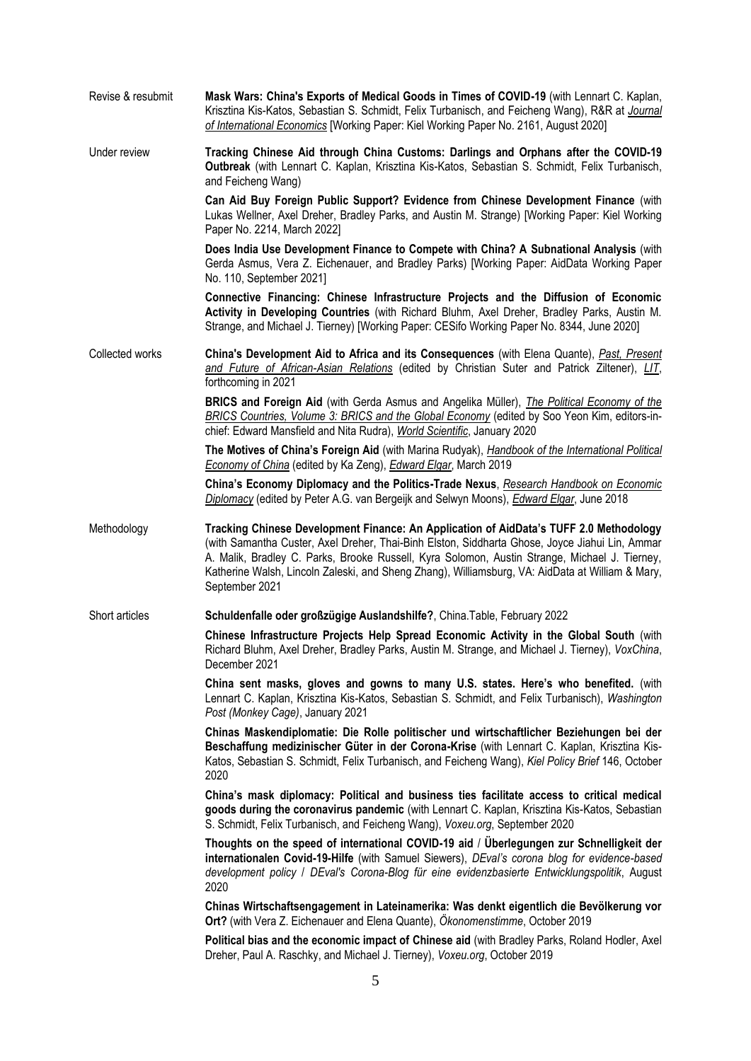Revise & resubmit

**Mask Wars: China's Exports of Medical Goods in Times of COVID-19** (with Lennart C. Kaplan, Krisztina Kis-Katos, Sebastian S. Schmidt, Felix Turbanisch, and Feicheng Wang), R&R at *Journal of International Economics* [Working Paper: Kiel Working Paper No. 2161, August 2020]

Under review

**Tracking Chinese Aid through China Customs: Darlings and Orphans after the COVID-19 Outbreak** (with Lennart C. Kaplan, Krisztina Kis-Katos, Sebastian S. Schmidt, Felix Turbanisch, and Feicheng Wang)

**Can Aid Buy Foreign Public Support? Evidence from Chinese Development Finance** (with Lukas Wellner, Axel Dreher, Bradley Parks, and Austin M. Strange) [Working Paper: Kiel Working Paper No. 2214, March 2022]

**Does India Use Development Finance to Compete with China? A Subnational Analysis** (with Gerda Asmus, Vera Z. Eichenauer, and Bradley Parks) [Working Paper: AidData Working Paper No. 110, September 2021]

**Connective Financing: Chinese Infrastructure Projects and the Diffusion of Economic Activity in Developing Countries** (with Richard Bluhm, Axel Dreher, Bradley Parks, Austin M. Strange, and Michael J. Tierney) [Working Paper: CESifo Working Paper No. 8344, June 2020]

Collected works

**China's Development Aid to Africa and its Consequences** (with Elena Quante), *Past, Present and Future of African-Asian Relations* (edited by Christian Suter and Patrick Ziltener), *LIT*, forthcoming in 2021

**BRICS and Foreign Aid** (with Gerda Asmus and Angelika Müller), *The Political Economy of the BRICS Countries, Volume 3: BRICS and the Global Economy* (edited by Soo Yeon Kim, editors-in-chief: Edward Mansfield and Nita Rudra), *World Scientific*, January 2020

**The Motives of China's Foreign Aid** (with Marina Rudyak), *Handbook of the International Political Economy of China* (edited by Ka Zeng), *Edward Elgar*, March 2019

**China's Economy Diplomacy and the Politics-Trade Nexus**, *Research Handbook on Economic Diplomacy* (edited by Peter A.G. van Bergeijk and Selwyn Moons), *Edward Elgar*, June 2018

Methodology

**Tracking Chinese Development Finance: An Application of AidData's TUFF 2.0 Methodology** (with Samantha Custer, Axel Dreher, Thai-Binh Elston, Siddharta Ghose, Joyce Jiahui Lin, Ammar A. Malik, Bradley C. Parks, Brooke Russell, Kyra Solomon, Austin Strange, Michael J. Tierney, Katherine Walsh, Lincoln Zaleski, and Sheng Zhang), Williamsburg, VA: AidData at William & Mary, September 2021

Short articles

**Schuldenfalle oder großzügige Auslandshilfe?**, China.Table, February 2022

**Chinese Infrastructure Projects Help Spread Economic Activity in the Global South** (with Richard Bluhm, Axel Dreher, Bradley Parks, Austin M. Strange, and Michael J. Tierney), *VoxChina*, December 2021

**China sent masks, gloves and gowns to many U.S. states. Here's who benefited.** (with Lennart C. Kaplan, Krisztina Kis-Katos, Sebastian S. Schmidt, and Felix Turbanisch), *Washington Post (Monkey Cage)*, January 2021

**Chinas Maskendiplomatie: Die Rolle politischer und wirtschaftlicher Beziehungen bei der Beschaffung medizinischer Güter in der Corona-Krise** (with Lennart C. Kaplan, Krisztina Kis-Katos, Sebastian S. Schmidt, Felix Turbanisch, and Feicheng Wang), *Kiel Policy Brief* 146, October 2020

**China's mask diplomacy: Political and business ties facilitate access to critical medical goods during the coronavirus pandemic** (with Lennart C. Kaplan, Krisztina Kis-Katos, Sebastian S. Schmidt, Felix Turbanisch, and Feicheng Wang), *Voxeu.org*, September 2020

**Thoughts on the speed of international COVID-19 aid / Überlegungen zur Schnelligkeit der internationalen Covid-19-Hilfe** (with Samuel Siewers), *DEval's corona blog for evidence-based development policy / DEval's Corona-Blog für eine evidenzbasierte Entwicklungspolitik*, August 2020

**Chinas Wirtschaftsengagement in Lateinamerika: Was denkt eigentlich die Bevölkerung vor Ort?** (with Vera Z. Eichenauer and Elena Quante), *Ökonomenstimme*, October 2019

**Political bias and the economic impact of Chinese aid** (with Bradley Parks, Roland Hodler, Axel Dreher, Paul A. Raschky, and Michael J. Tierney), *Voxeu.org*, October 2019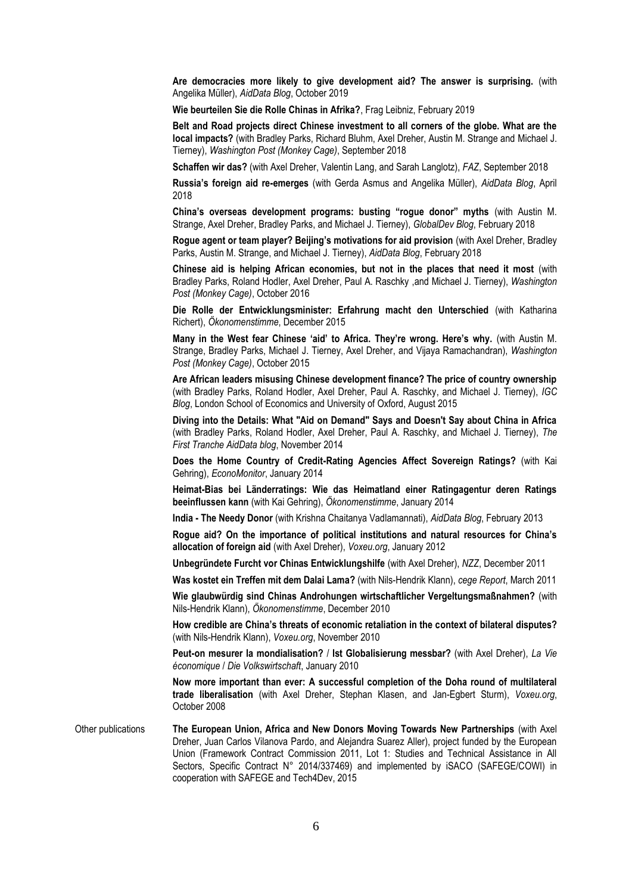**Are democracies more likely to give development aid? The answer is surprising.** (with Angelika Müller), *AidData Blog*, October 2019

**Wie beurteilen Sie die Rolle Chinas in Afrika?**, Frag Leibniz, February 2019

**Belt and Road projects direct Chinese investment to all corners of the globe. What are the local impacts?** (with Bradley Parks, Richard Bluhm, Axel Dreher, Austin M. Strange and Michael J. Tierney), *Washington Post (Monkey Cage)*, September 2018

**Schaffen wir das?** (with Axel Dreher, Valentin Lang, and Sarah Langlotz), *FAZ*, September 2018

**Russia's foreign aid re-emerges** (with Gerda Asmus and Angelika Müller), *AidData Blog*, April 2018

**China's overseas development programs: busting "rogue donor" myths** (with Austin M. Strange, Axel Dreher, Bradley Parks, and Michael J. Tierney), *GlobalDev Blog*, February 2018

**Rogue agent or team player? Beijing's motivations for aid provision** (with Axel Dreher, Bradley Parks, Austin M. Strange, and Michael J. Tierney), *AidData Blog*, February 2018

**Chinese aid is helping African economies, but not in the places that need it most** (with Bradley Parks, Roland Hodler, Axel Dreher, Paul A. Raschky ,and Michael J. Tierney), *Washington Post (Monkey Cage)*, October 2016

**Die Rolle der Entwicklungsminister: Erfahrung macht den Unterschied** (with Katharina Richert), *Ökonomenstimme*, December 2015

**Many in the West fear Chinese 'aid' to Africa. They're wrong. Here's why.** (with Austin M. Strange, Bradley Parks, Michael J. Tierney, Axel Dreher, and Vijaya Ramachandran), *Washington Post (Monkey Cage)*, October 2015

**Are African leaders misusing Chinese development finance? The price of country ownership** (with Bradley Parks, Roland Hodler, Axel Dreher, Paul A. Raschky, and Michael J. Tierney), *IGC Blog*, London School of Economics and University of Oxford, August 2015

**Diving into the Details: What "Aid on Demand" Says and Doesn't Say about China in Africa** (with Bradley Parks, Roland Hodler, Axel Dreher, Paul A. Raschky, and Michael J. Tierney), *The First Tranche AidData blog*, November 2014

**Does the Home Country of Credit-Rating Agencies Affect Sovereign Ratings?** (with Kai Gehring), *EconoMonitor*, January 2014

**Heimat-Bias bei Länderratings: Wie das Heimatland einer Ratingagentur deren Ratings beeinflussen kann** (with Kai Gehring), *Ökonomenstimme*, January 2014

**India - The Needy Donor** (with Krishna Chaitanya Vadlamannati), *AidData Blog*, February 2013

**Rogue aid? On the importance of political institutions and natural resources for China's allocation of foreign aid** (with Axel Dreher), *Voxeu.org*, January 2012

**Unbegründete Furcht vor Chinas Entwicklungshilfe** (with Axel Dreher), *NZZ*, December 2011

**Was kostet ein Treffen mit dem Dalai Lama?** (with Nils-Hendrik Klann), *cege Report*, March 2011

**Wie glaubwürdig sind Chinas Androhungen wirtschaftlicher Vergeltungsmaßnahmen?** (with Nils-Hendrik Klann), *Ökonomenstimme*, December 2010

**How credible are China's threats of economic retaliation in the context of bilateral disputes?** (with Nils-Hendrik Klann), *Voxeu.org*, November 2010

**Peut-on mesurer la mondialisation? / Ist Globalisierung messbar?** (with Axel Dreher), *La Vie économique / Die Volkswirtschaft*, January 2010

**Now more important than ever: A successful completion of the Doha round of multilateral trade liberalisation** (with Axel Dreher, Stephan Klasen, and Jan-Egbert Sturm), *Voxeu.org*, October 2008

Other publications

**The European Union, Africa and New Donors Moving Towards New Partnerships** (with Axel Dreher, Juan Carlos Vilanova Pardo, and Alejandra Suarez Aller), project funded by the European Union (Framework Contract Commission 2011, Lot 1: Studies and Technical Assistance in All Sectors, Specific Contract N° 2014/337469) and implemented by iSACO (SAFEGE/COWI) in cooperation with SAFEGE and Tech4Dev, 2015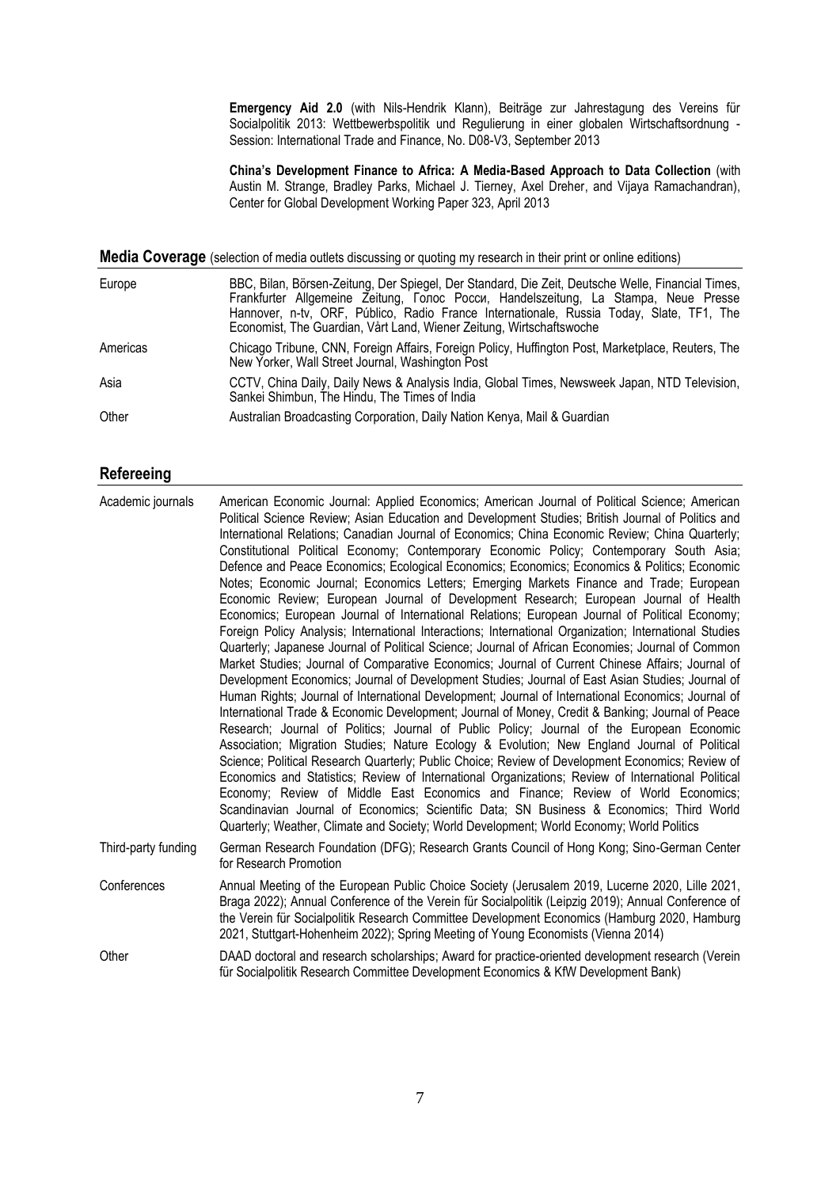**Emergency Aid 2.0** (with Nils-Hendrik Klann), Beiträge zur Jahrestagung des Vereins für Socialpolitik 2013: Wettbewerbspolitik und Regulierung in einer globalen Wirtschaftsordnung - Session: International Trade and Finance, No. D08-V3, September 2013

**China's Development Finance to Africa: A Media-Based Approach to Data Collection** (with Austin M. Strange, Bradley Parks, Michael J. Tierney, Axel Dreher, and Vijaya Ramachandran), Center for Global Development Working Paper 323, April 2013

## Media Coverage (selection of media outlets discussing or quoting my research in their print or online editions)

| | |
|---|---|
| Europe | BBC, Bilan, Börsen-Zeitung, Der Spiegel, Der Standard, Die Zeit, Deutsche Welle, Financial Times, Frankfurter Allgemeine Zeitung, Голос Росси, Handelszeitung, La Stampa, Neue Presse Hannover, n-tv, ORF, Público, Radio France Internationale, Russia Today, Slate, TF1, The Economist, The Guardian, Vårt Land, Wiener Zeitung, Wirtschaftswoche |
| Americas | Chicago Tribune, CNN, Foreign Affairs, Foreign Policy, Huffington Post, Marketplace, Reuters, The New Yorker, Wall Street Journal, Washington Post |
| Asia | CCTV, China Daily, Daily News & Analysis India, Global Times, Newsweek Japan, NTD Television, Sankei Shimbun, The Hindu, The Times of India |
| Other | Australian Broadcasting Corporation, Daily Nation Kenya, Mail & Guardian |

## Refereeing

| | |
|---|---|
| Academic journals | American Economic Journal: Applied Economics; American Journal of Political Science; American Political Science Review; Asian Education and Development Studies; British Journal of Politics and International Relations; Canadian Journal of Economics; China Economic Review; China Quarterly; Constitutional Political Economy; Contemporary Economic Policy; Contemporary South Asia; Defence and Peace Economics; Ecological Economics; Economics; Economics & Politics; Economic Notes; Economic Journal; Economics Letters; Emerging Markets Finance and Trade; European Economic Review; European Journal of Development Research; European Journal of Health Economics; European Journal of International Relations; European Journal of Political Economy; Foreign Policy Analysis; International Interactions; International Organization; International Studies Quarterly; Japanese Journal of Political Science; Journal of African Economies; Journal of Common Market Studies; Journal of Comparative Economics; Journal of Current Chinese Affairs; Journal of Development Economics; Journal of Development Studies; Journal of East Asian Studies; Journal of Human Rights; Journal of International Development; Journal of International Economics; Journal of International Trade & Economic Development; Journal of Money, Credit & Banking; Journal of Peace Research; Journal of Politics; Journal of Public Policy; Journal of the European Economic Association; Migration Studies; Nature Ecology & Evolution; New England Journal of Political Science; Political Research Quarterly; Public Choice; Review of Development Economics; Review of Economics and Statistics; Review of International Organizations; Review of International Political Economy; Review of Middle East Economics and Finance; Review of World Economics; Scandinavian Journal of Economics; Scientific Data; SN Business & Economics; Third World Quarterly; Weather, Climate and Society; World Development; World Economy; World Politics |
| Third-party funding | German Research Foundation (DFG); Research Grants Council of Hong Kong; Sino-German Center for Research Promotion |
| Conferences | Annual Meeting of the European Public Choice Society (Jerusalem 2019, Lucerne 2020, Lille 2021, Braga 2022); Annual Conference of the Verein für Socialpolitik (Leipzig 2019); Annual Conference of the Verein für Socialpolitik Research Committee Development Economics (Hamburg 2020, Hamburg 2021, Stuttgart-Hohenheim 2022); Spring Meeting of Young Economists (Vienna 2014) |
| Other | DAAD doctoral and research scholarships; Award for practice-oriented development research (Verein für Socialpolitik Research Committee Development Economics & KfW Development Bank) |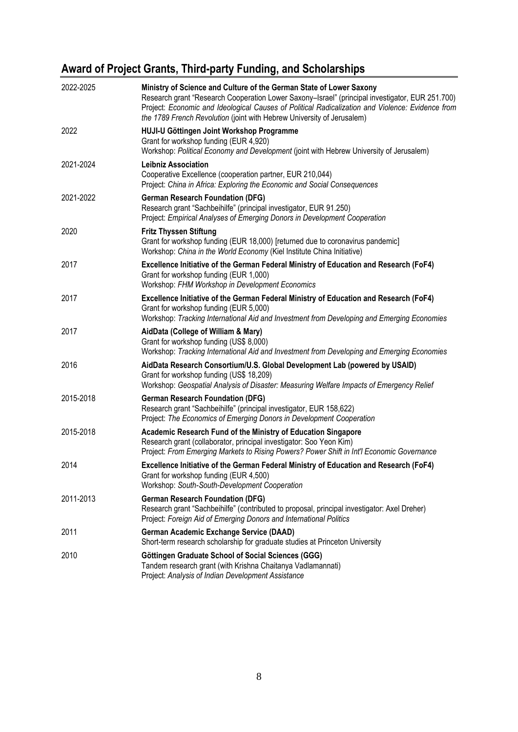## Award of Project Grants, Third-party Funding, and Scholarships

| | |
|---|---|
| 2022-2025 | **Ministry of Science and Culture of the German State of Lower Saxony**<br>Research grant "Research Cooperation Lower Saxony–Israel" (principal investigator, EUR 251.700)<br>Project: *Economic and Ideological Causes of Political Radicalization and Violence: Evidence from the 1789 French Revolution* (joint with Hebrew University of Jerusalem) |
| 2022 | **HUJI-U Göttingen Joint Workshop Programme**<br>Grant for workshop funding (EUR 4,920)<br>Workshop: *Political Economy and Development* (joint with Hebrew University of Jerusalem) |
| 2021-2024 | **Leibniz Association**<br>Cooperative Excellence (cooperation partner, EUR 210,044)<br>Project: *China in Africa: Exploring the Economic and Social Consequences* |
| 2021-2022 | **German Research Foundation (DFG)**<br>Research grant "Sachbeihilfe" (principal investigator, EUR 91.250)<br>Project: *Empirical Analyses of Emerging Donors in Development Cooperation* |
| 2020 | **Fritz Thyssen Stiftung**<br>Grant for workshop funding (EUR 18,000) [returned due to coronavirus pandemic]<br>Workshop: *China in the World Economy* (Kiel Institute China Initiative) |
| 2017 | **Excellence Initiative of the German Federal Ministry of Education and Research (FoF4)**<br>Grant for workshop funding (EUR 1,000)<br>Workshop: *FHM Workshop in Development Economics* |
| 2017 | **Excellence Initiative of the German Federal Ministry of Education and Research (FoF4)**<br>Grant for workshop funding (EUR 5,000)<br>Workshop: *Tracking International Aid and Investment from Developing and Emerging Economies* |
| 2017 | **AidData (College of William & Mary)**<br>Grant for workshop funding (US$ 8,000)<br>Workshop: *Tracking International Aid and Investment from Developing and Emerging Economies* |
| 2016 | **AidData Research Consortium/U.S. Global Development Lab (powered by USAID)**<br>Grant for workshop funding (US$ 18,209)<br>Workshop: *Geospatial Analysis of Disaster: Measuring Welfare Impacts of Emergency Relief* |
| 2015-2018 | **German Research Foundation (DFG)**<br>Research grant "Sachbeihilfe" (principal investigator, EUR 158,622)<br>Project: *The Economics of Emerging Donors in Development Cooperation* |
| 2015-2018 | **Academic Research Fund of the Ministry of Education Singapore**<br>Research grant (collaborator, principal investigator: Soo Yeon Kim)<br>Project: *From Emerging Markets to Rising Powers? Power Shift in Int'l Economic Governance* |
| 2014 | **Excellence Initiative of the German Federal Ministry of Education and Research (FoF4)**<br>Grant for workshop funding (EUR 4,500)<br>Workshop: *South-South-Development Cooperation* |
| 2011-2013 | **German Research Foundation (DFG)**<br>Research grant "Sachbeihilfe" (contributed to proposal, principal investigator: Axel Dreher)<br>Project: *Foreign Aid of Emerging Donors and International Politics* |
| 2011 | **German Academic Exchange Service (DAAD)**<br>Short-term research scholarship for graduate studies at Princeton University |
| 2010 | **Göttingen Graduate School of Social Sciences (GGG)**<br>Tandem research grant (with Krishna Chaitanya Vadlamannati)<br>Project: *Analysis of Indian Development Assistance* |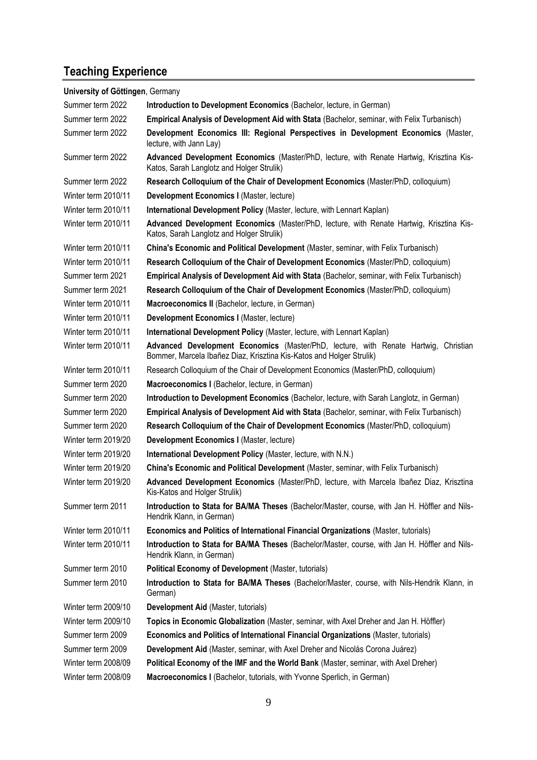## Teaching Experience

**University of Göttingen**, Germany

| | |
|---|---|
| Summer term 2022 | **Introduction to Development Economics** (Bachelor, lecture, in German) |
| Summer term 2022 | **Empirical Analysis of Development Aid with Stata** (Bachelor, seminar, with Felix Turbanisch) |
| Summer term 2022 | **Development Economics III: Regional Perspectives in Development Economics** (Master, lecture, with Jann Lay) |
| Summer term 2022 | **Advanced Development Economics** (Master/PhD, lecture, with Renate Hartwig, Krisztina Kis-Katos, Sarah Langlotz and Holger Strulik) |
| Summer term 2022 | **Research Colloquium of the Chair of Development Economics** (Master/PhD, colloquium) |
| Winter term 2010/11 | **Development Economics I** (Master, lecture) |
| Winter term 2010/11 | **International Development Policy** (Master, lecture, with Lennart Kaplan) |
| Winter term 2010/11 | **Advanced Development Economics** (Master/PhD, lecture, with Renate Hartwig, Krisztina Kis-Katos, Sarah Langlotz and Holger Strulik) |
| Winter term 2010/11 | **China's Economic and Political Development** (Master, seminar, with Felix Turbanisch) |
| Winter term 2010/11 | **Research Colloquium of the Chair of Development Economics** (Master/PhD, colloquium) |
| Summer term 2021 | **Empirical Analysis of Development Aid with Stata** (Bachelor, seminar, with Felix Turbanisch) |
| Summer term 2021 | **Research Colloquium of the Chair of Development Economics** (Master/PhD, colloquium) |
| Winter term 2010/11 | **Macroeconomics II** (Bachelor, lecture, in German) |
| Winter term 2010/11 | **Development Economics I** (Master, lecture) |
| Winter term 2010/11 | **International Development Policy** (Master, lecture, with Lennart Kaplan) |
| Winter term 2010/11 | **Advanced Development Economics** (Master/PhD, lecture, with Renate Hartwig, Christian Bommer, Marcela Ibañez Diaz, Krisztina Kis-Katos and Holger Strulik) |
| Winter term 2010/11 | Research Colloquium of the Chair of Development Economics (Master/PhD, colloquium) |
| Summer term 2020 | **Macroeconomics I** (Bachelor, lecture, in German) |
| Summer term 2020 | **Introduction to Development Economics** (Bachelor, lecture, with Sarah Langlotz, in German) |
| Summer term 2020 | **Empirical Analysis of Development Aid with Stata** (Bachelor, seminar, with Felix Turbanisch) |
| Summer term 2020 | **Research Colloquium of the Chair of Development Economics** (Master/PhD, colloquium) |
| Winter term 2019/20 | **Development Economics I** (Master, lecture) |
| Winter term 2019/20 | **International Development Policy** (Master, lecture, with N.N.) |
| Winter term 2019/20 | **China's Economic and Political Development** (Master, seminar, with Felix Turbanisch) |
| Winter term 2019/20 | **Advanced Development Economics** (Master/PhD, lecture, with Marcela Ibañez Diaz, Krisztina Kis-Katos and Holger Strulik) |
| Summer term 2011 | **Introduction to Stata for BA/MA Theses** (Bachelor/Master, course, with Jan H. Höffler and Nils-Hendrik Klann, in German) |
| Winter term 2010/11 | **Economics and Politics of International Financial Organizations** (Master, tutorials) |
| Winter term 2010/11 | **Introduction to Stata for BA/MA Theses** (Bachelor/Master, course, with Jan H. Höffler and Nils-Hendrik Klann, in German) |
| Summer term 2010 | **Political Economy of Development** (Master, tutorials) |
| Summer term 2010 | **Introduction to Stata for BA/MA Theses** (Bachelor/Master, course, with Nils-Hendrik Klann, in German) |
| Winter term 2009/10 | **Development Aid** (Master, tutorials) |
| Winter term 2009/10 | **Topics in Economic Globalization** (Master, seminar, with Axel Dreher and Jan H. Höffler) |
| Summer term 2009 | **Economics and Politics of International Financial Organizations** (Master, tutorials) |
| Summer term 2009 | **Development Aid** (Master, seminar, with Axel Dreher and Nicolás Corona Juárez) |
| Winter term 2008/09 | **Political Economy of the IMF and the World Bank** (Master, seminar, with Axel Dreher) |
| Winter term 2008/09 | **Macroeconomics I** (Bachelor, tutorials, with Yvonne Sperlich, in German) |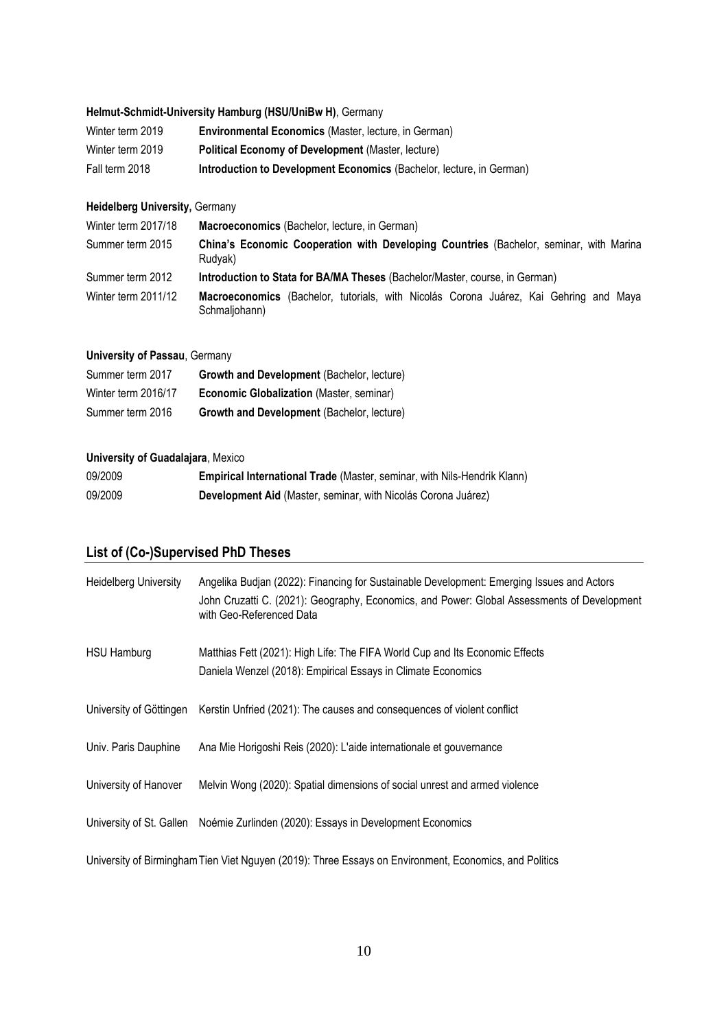**Helmut-Schmidt-University Hamburg (HSU/UniBw H)**, Germany

| | |
|---|---|
| Winter term 2019 | **Environmental Economics** (Master, lecture, in German) |
| Winter term 2019 | **Political Economy of Development** (Master, lecture) |
| Fall term 2018 | **Introduction to Development Economics** (Bachelor, lecture, in German) |

**Heidelberg University,** Germany

| | |
|---|---|
| Winter term 2017/18 | **Macroeconomics** (Bachelor, lecture, in German) |
| Summer term 2015 | **China's Economic Cooperation with Developing Countries** (Bachelor, seminar, with Marina Rudyak) |
| Summer term 2012 | **Introduction to Stata for BA/MA Theses** (Bachelor/Master, course, in German) |
| Winter term 2011/12 | **Macroeconomics** (Bachelor, tutorials, with Nicolás Corona Juárez, Kai Gehring and Maya Schmaljohann) |

**University of Passau**, Germany

| | |
|---|---|
| Summer term 2017 | **Growth and Development** (Bachelor, lecture) |
| Winter term 2016/17 | **Economic Globalization** (Master, seminar) |
| Summer term 2016 | **Growth and Development** (Bachelor, lecture) |

**University of Guadalajara**, Mexico

| | |
|---|---|
| 09/2009 | **Empirical International Trade** (Master, seminar, with Nils-Hendrik Klann) |
| 09/2009 | **Development Aid** (Master, seminar, with Nicolás Corona Juárez) |

## List of (Co-)Supervised PhD Theses

| | |
|---|---|
| Heidelberg University | Angelika Budjan (2022): Financing for Sustainable Development: Emerging Issues and Actors<br>John Cruzatti C. (2021): Geography, Economics, and Power: Global Assessments of Development with Geo-Referenced Data |
| HSU Hamburg | Matthias Fett (2021): High Life: The FIFA World Cup and Its Economic Effects<br>Daniela Wenzel (2018): Empirical Essays in Climate Economics |
| University of Göttingen | Kerstin Unfried (2021): The causes and consequences of violent conflict |
| Univ. Paris Dauphine | Ana Mie Horigoshi Reis (2020): L'aide internationale et gouvernance |
| University of Hanover | Melvin Wong (2020): Spatial dimensions of social unrest and armed violence |
| University of St. Gallen | Noémie Zurlinden (2020): Essays in Development Economics |
| University of Birmingham | Tien Viet Nguyen (2019): Three Essays on Environment, Economics, and Politics |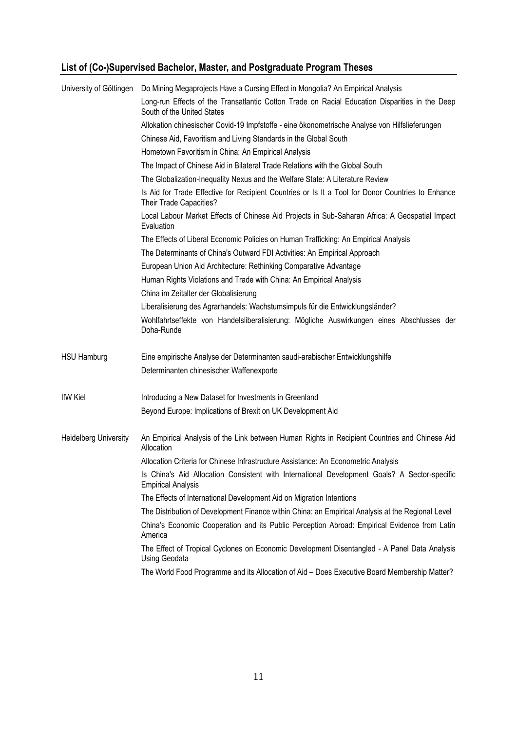## List of (Co-)Supervised Bachelor, Master, and Postgraduate Program Theses

| | |
|---|---|
| University of Göttingen | Do Mining Megaprojects Have a Cursing Effect in Mongolia? An Empirical Analysis |
| | Long-run Effects of the Transatlantic Cotton Trade on Racial Education Disparities in the Deep South of the United States |
| | Allokation chinesischer Covid-19 Impfstoffe - eine ökonometrische Analyse von Hilfslieferungen |
| | Chinese Aid, Favoritism and Living Standards in the Global South |
| | Hometown Favoritism in China: An Empirical Analysis |
| | The Impact of Chinese Aid in Bilateral Trade Relations with the Global South |
| | The Globalization-Inequality Nexus and the Welfare State: A Literature Review |
| | Is Aid for Trade Effective for Recipient Countries or Is It a Tool for Donor Countries to Enhance Their Trade Capacities? |
| | Local Labour Market Effects of Chinese Aid Projects in Sub-Saharan Africa: A Geospatial Impact Evaluation |
| | The Effects of Liberal Economic Policies on Human Trafficking: An Empirical Analysis |
| | The Determinants of China's Outward FDI Activities: An Empirical Approach |
| | European Union Aid Architecture: Rethinking Comparative Advantage |
| | Human Rights Violations and Trade with China: An Empirical Analysis |
| | China im Zeitalter der Globalisierung |
| | Liberalisierung des Agrarhandels: Wachstumsimpuls für die Entwicklungsländer? |
| | Wohlfahrtseffekte von Handelsliberalisierung: Mögliche Auswirkungen eines Abschlusses der Doha-Runde |
| HSU Hamburg | Eine empirische Analyse der Determinanten saudi-arabischer Entwicklungshilfe |
| | Determinanten chinesischer Waffenexporte |
| IfW Kiel | Introducing a New Dataset for Investments in Greenland |
| | Beyond Europe: Implications of Brexit on UK Development Aid |
| Heidelberg University | An Empirical Analysis of the Link between Human Rights in Recipient Countries and Chinese Aid Allocation |
| | Allocation Criteria for Chinese Infrastructure Assistance: An Econometric Analysis |
| | Is China's Aid Allocation Consistent with International Development Goals? A Sector-specific Empirical Analysis |
| | The Effects of International Development Aid on Migration Intentions |
| | The Distribution of Development Finance within China: an Empirical Analysis at the Regional Level |
| | China's Economic Cooperation and its Public Perception Abroad: Empirical Evidence from Latin America |
| | The Effect of Tropical Cyclones on Economic Development Disentangled - A Panel Data Analysis Using Geodata |
| | The World Food Programme and its Allocation of Aid – Does Executive Board Membership Matter? |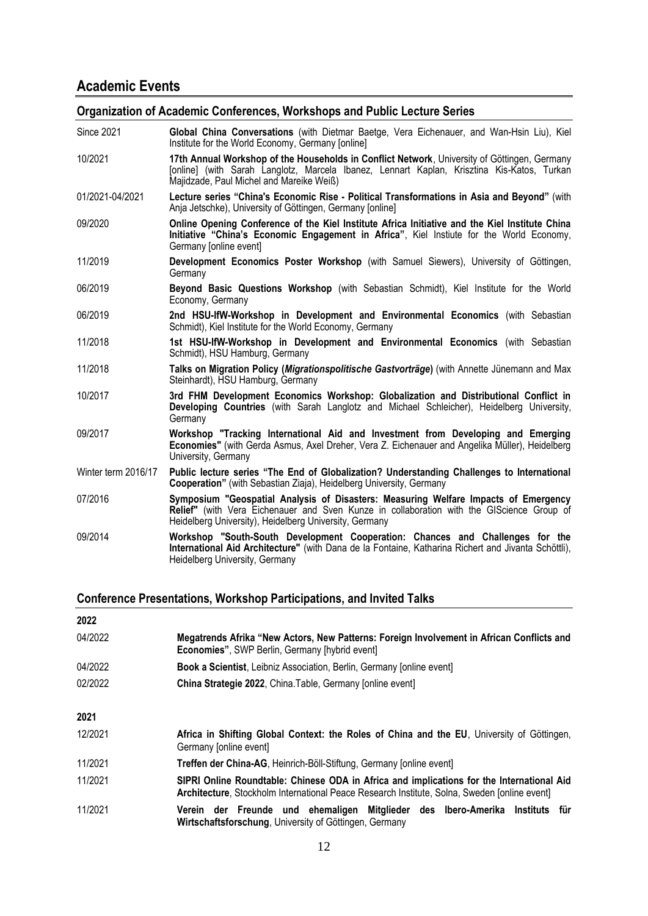## Academic Events

### Organization of Academic Conferences, Workshops and Public Lecture Series

Since 2021 — **Global China Conversations** (with Dietmar Baetge, Vera Eichenauer, and Wan-Hsin Liu), Kiel Institute for the World Economy, Germany [online]

10/2021 — **17th Annual Workshop of the Households in Conflict Network**, University of Göttingen, Germany [online] (with Sarah Langlotz, Marcela Ibanez, Lennart Kaplan, Krisztina Kis-Katos, Turkan Majidzade, Paul Michel and Mareike Weiß)

01/2021-04/2021 — **Lecture series "China's Economic Rise - Political Transformations in Asia and Beyond"** (with Anja Jetschke), University of Göttingen, Germany [online]

09/2020 — **Online Opening Conference of the Kiel Institute Africa Initiative and the Kiel Institute China Initiative "China's Economic Engagement in Africa"**, Kiel Instiute for the World Economy, Germany [online event]

11/2019 — **Development Economics Poster Workshop** (with Samuel Siewers), University of Göttingen, Germany

06/2019 — **Beyond Basic Questions Workshop** (with Sebastian Schmidt), Kiel Institute for the World Economy, Germany

06/2019 — **2nd HSU-IfW-Workshop in Development and Environmental Economics** (with Sebastian Schmidt), Kiel Institute for the World Economy, Germany

11/2018 — **1st HSU-IfW-Workshop in Development and Environmental Economics** (with Sebastian Schmidt), HSU Hamburg, Germany

11/2018 — **Talks on Migration Policy (*Migrationspolitische Gastvorträge*)** (with Annette Jünemann and Max Steinhardt), HSU Hamburg, Germany

10/2017 — **3rd FHM Development Economics Workshop: Globalization and Distributional Conflict in Developing Countries** (with Sarah Langlotz and Michael Schleicher), Heidelberg University, Germany

09/2017 — **Workshop "Tracking International Aid and Investment from Developing and Emerging Economies"** (with Gerda Asmus, Axel Dreher, Vera Z. Eichenauer and Angelika Müller), Heidelberg University, Germany

Winter term 2016/17 — **Public lecture series "The End of Globalization? Understanding Challenges to International Cooperation"** (with Sebastian Ziaja), Heidelberg University, Germany

07/2016 — **Symposium "Geospatial Analysis of Disasters: Measuring Welfare Impacts of Emergency Relief"** (with Vera Eichenauer and Sven Kunze in collaboration with the GIScience Group of Heidelberg University), Heidelberg University, Germany

09/2014 — **Workshop "South-South Development Cooperation: Chances and Challenges for the International Aid Architecture"** (with Dana de la Fontaine, Katharina Richert and Jivanta Schöttli), Heidelberg University, Germany

### Conference Presentations, Workshop Participations, and Invited Talks

**2022**

04/2022 — **Megatrends Afrika "New Actors, New Patterns: Foreign Involvement in African Conflicts and Economies"**, SWP Berlin, Germany [hybrid event]

04/2022 — **Book a Scientist**, Leibniz Association, Berlin, Germany [online event]

02/2022 — **China Strategie 2022**, China.Table, Germany [online event]

**2021**

12/2021 — **Africa in Shifting Global Context: the Roles of China and the EU**, University of Göttingen, Germany [online event]

11/2021 — **Treffen der China-AG**, Heinrich-Böll-Stiftung, Germany [online event]

11/2021 — **SIPRI Online Roundtable: Chinese ODA in Africa and implications for the International Aid Architecture**, Stockholm International Peace Research Institute, Solna, Sweden [online event]

11/2021 — **Verein der Freunde und ehemaligen Mitglieder des Ibero-Amerika Instituts für Wirtschaftsforschung**, University of Göttingen, Germany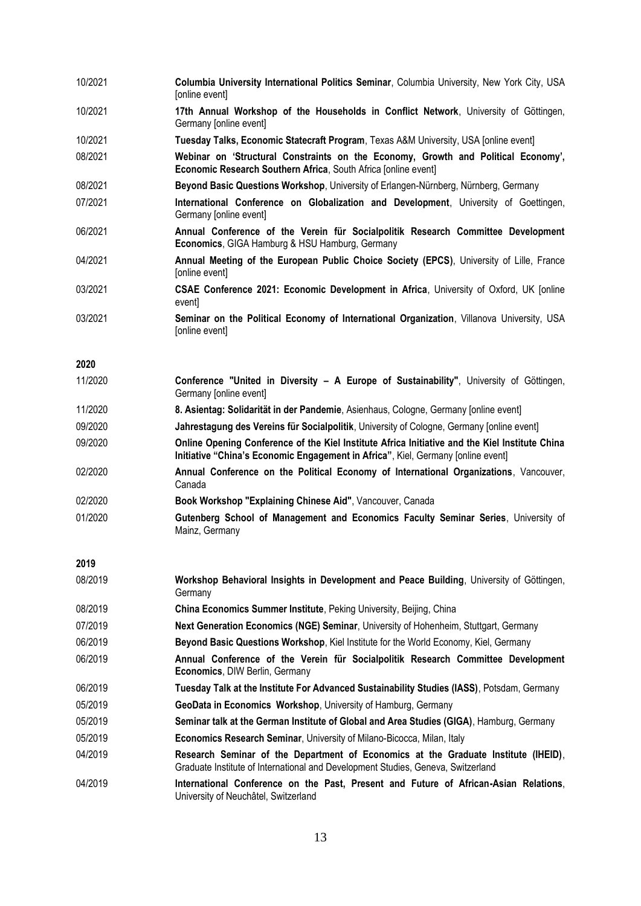10/2021 **Columbia University International Politics Seminar**, Columbia University, New York City, USA [online event]

10/2021 **17th Annual Workshop of the Households in Conflict Network**, University of Göttingen, Germany [online event]

10/2021 **Tuesday Talks, Economic Statecraft Program**, Texas A&M University, USA [online event]

08/2021 **Webinar on 'Structural Constraints on the Economy, Growth and Political Economy', Economic Research Southern Africa**, South Africa [online event]

08/2021 **Beyond Basic Questions Workshop**, University of Erlangen-Nürnberg, Nürnberg, Germany

07/2021 **International Conference on Globalization and Development**, University of Goettingen, Germany [online event]

06/2021 **Annual Conference of the Verein für Socialpolitik Research Committee Development Economics**, GIGA Hamburg & HSU Hamburg, Germany

04/2021 **Annual Meeting of the European Public Choice Society (EPCS)**, University of Lille, France [online event]

03/2021 **CSAE Conference 2021: Economic Development in Africa**, University of Oxford, UK [online event]

03/2021 **Seminar on the Political Economy of International Organization**, Villanova University, USA [online event]

**2020**

11/2020 **Conference "United in Diversity – A Europe of Sustainability"**, University of Göttingen, Germany [online event]

11/2020 **8. Asientag: Solidarität in der Pandemie**, Asienhaus, Cologne, Germany [online event]

09/2020 **Jahrestagung des Vereins für Socialpolitik**, University of Cologne, Germany [online event]

09/2020 **Online Opening Conference of the Kiel Institute Africa Initiative and the Kiel Institute China Initiative "China's Economic Engagement in Africa"**, Kiel, Germany [online event]

02/2020 **Annual Conference on the Political Economy of International Organizations**, Vancouver, Canada

02/2020 **Book Workshop "Explaining Chinese Aid"**, Vancouver, Canada

01/2020 **Gutenberg School of Management and Economics Faculty Seminar Series**, University of Mainz, Germany

**2019**

08/2019 **Workshop Behavioral Insights in Development and Peace Building**, University of Göttingen, Germany

08/2019 **China Economics Summer Institute**, Peking University, Beijing, China

07/2019 **Next Generation Economics (NGE) Seminar**, University of Hohenheim, Stuttgart, Germany

06/2019 **Beyond Basic Questions Workshop**, Kiel Institute for the World Economy, Kiel, Germany

06/2019 **Annual Conference of the Verein für Socialpolitik Research Committee Development Economics**, DIW Berlin, Germany

06/2019 **Tuesday Talk at the Institute For Advanced Sustainability Studies (IASS)**, Potsdam, Germany

05/2019 **GeoData in Economics Workshop**, University of Hamburg, Germany

05/2019 **Seminar talk at the German Institute of Global and Area Studies (GIGA)**, Hamburg, Germany

05/2019 **Economics Research Seminar**, University of Milano-Bicocca, Milan, Italy

04/2019 **Research Seminar of the Department of Economics at the Graduate Institute (IHEID)**, Graduate Institute of International and Development Studies, Geneva, Switzerland

04/2019 **International Conference on the Past, Present and Future of African-Asian Relations**, University of Neuchâtel, Switzerland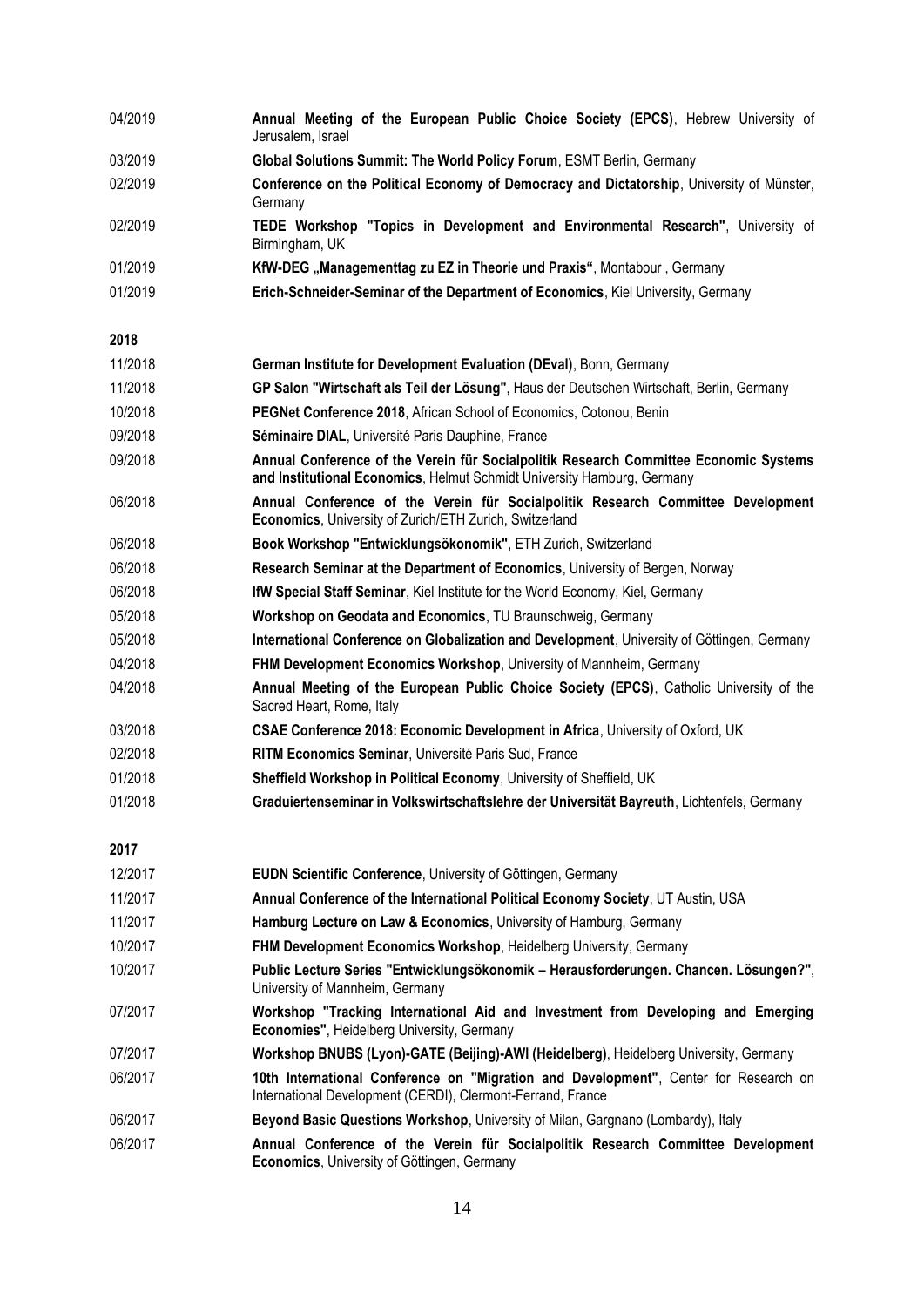04/2019 **Annual Meeting of the European Public Choice Society (EPCS)**, Hebrew University of Jerusalem, Israel

03/2019 **Global Solutions Summit: The World Policy Forum**, ESMT Berlin, Germany

02/2019 **Conference on the Political Economy of Democracy and Dictatorship**, University of Münster, Germany

02/2019 **TEDE Workshop "Topics in Development and Environmental Research"**, University of Birmingham, UK

01/2019 **KfW-DEG „Managementtag zu EZ in Theorie und Praxis"**, Montabour , Germany

01/2019 **Erich-Schneider-Seminar of the Department of Economics**, Kiel University, Germany

**2018**

11/2018 **German Institute for Development Evaluation (DEval)**, Bonn, Germany

11/2018 **GP Salon "Wirtschaft als Teil der Lösung"**, Haus der Deutschen Wirtschaft, Berlin, Germany

10/2018 **PEGNet Conference 2018**, African School of Economics, Cotonou, Benin

09/2018 **Séminaire DIAL**, Université Paris Dauphine, France

09/2018 **Annual Conference of the Verein für Socialpolitik Research Committee Economic Systems and Institutional Economics**, Helmut Schmidt University Hamburg, Germany

06/2018 **Annual Conference of the Verein für Socialpolitik Research Committee Development Economics**, University of Zurich/ETH Zurich, Switzerland

06/2018 **Book Workshop "Entwicklungsökonomik"**, ETH Zurich, Switzerland

06/2018 **Research Seminar at the Department of Economics**, University of Bergen, Norway

06/2018 **IfW Special Staff Seminar**, Kiel Institute for the World Economy, Kiel, Germany

05/2018 **Workshop on Geodata and Economics**, TU Braunschweig, Germany

05/2018 **International Conference on Globalization and Development**, University of Göttingen, Germany

04/2018 **FHM Development Economics Workshop**, University of Mannheim, Germany

04/2018 **Annual Meeting of the European Public Choice Society (EPCS)**, Catholic University of the Sacred Heart, Rome, Italy

03/2018 **CSAE Conference 2018: Economic Development in Africa**, University of Oxford, UK

02/2018 **RITM Economics Seminar**, Université Paris Sud, France

01/2018 **Sheffield Workshop in Political Economy**, University of Sheffield, UK

01/2018 **Graduiertenseminar in Volkswirtschaftslehre der Universität Bayreuth**, Lichtenfels, Germany

**2017**

12/2017 **EUDN Scientific Conference**, University of Göttingen, Germany

11/2017 **Annual Conference of the International Political Economy Society**, UT Austin, USA

11/2017 **Hamburg Lecture on Law & Economics**, University of Hamburg, Germany

10/2017 **FHM Development Economics Workshop**, Heidelberg University, Germany

10/2017 **Public Lecture Series "Entwicklungsökonomik – Herausforderungen. Chancen. Lösungen?"**, University of Mannheim, Germany

07/2017 **Workshop "Tracking International Aid and Investment from Developing and Emerging Economies"**, Heidelberg University, Germany

07/2017 **Workshop BNUBS (Lyon)-GATE (Beijing)-AWI (Heidelberg)**, Heidelberg University, Germany

06/2017 **10th International Conference on "Migration and Development"**, Center for Research on International Development (CERDI), Clermont-Ferrand, France

06/2017 **Beyond Basic Questions Workshop**, University of Milan, Gargnano (Lombardy), Italy

06/2017 **Annual Conference of the Verein für Socialpolitik Research Committee Development Economics**, University of Göttingen, Germany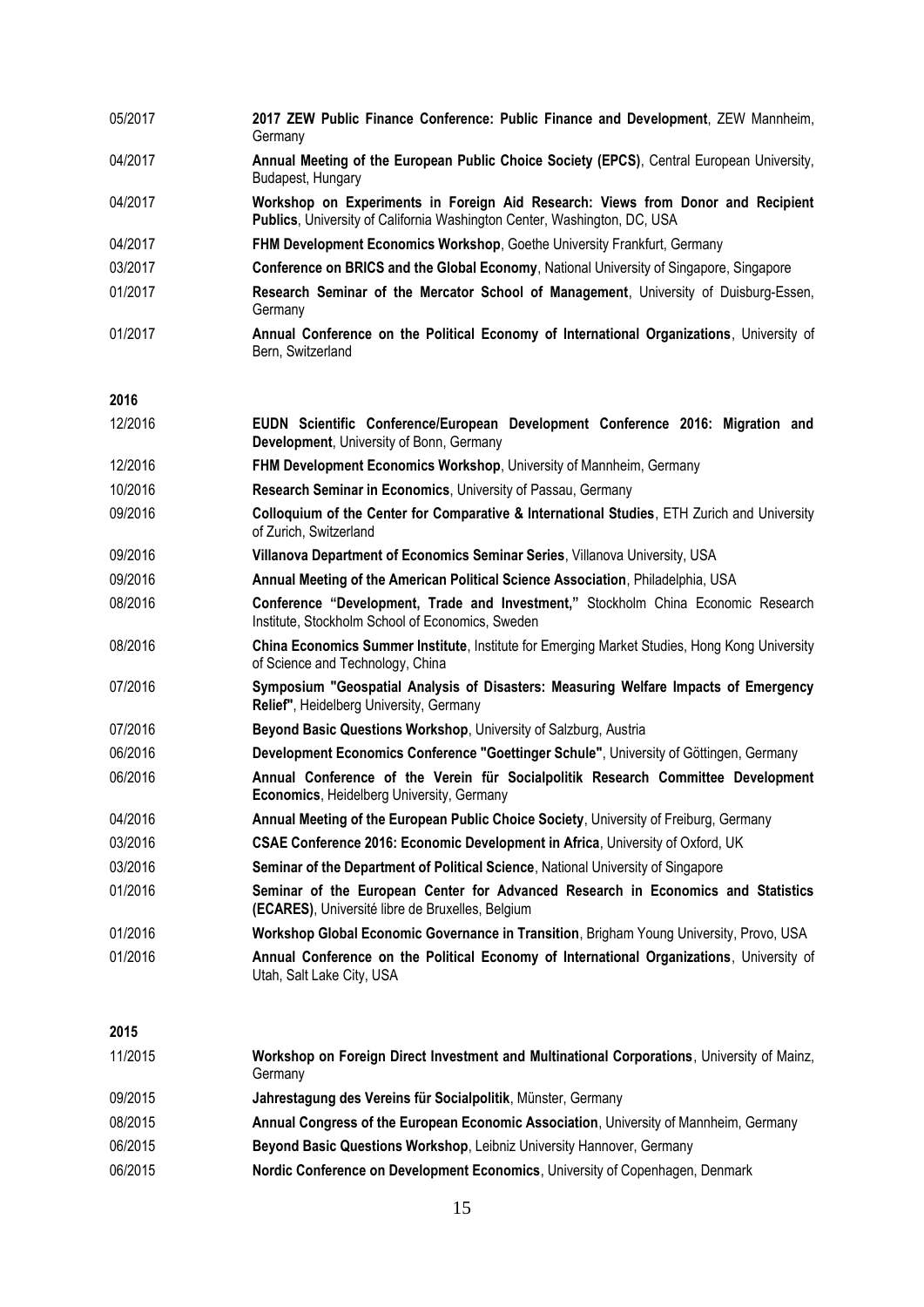05/2017 **2017 ZEW Public Finance Conference: Public Finance and Development**, ZEW Mannheim, Germany

04/2017 **Annual Meeting of the European Public Choice Society (EPCS)**, Central European University, Budapest, Hungary

04/2017 **Workshop on Experiments in Foreign Aid Research: Views from Donor and Recipient Publics**, University of California Washington Center, Washington, DC, USA

04/2017 **FHM Development Economics Workshop**, Goethe University Frankfurt, Germany

03/2017 **Conference on BRICS and the Global Economy**, National University of Singapore, Singapore

01/2017 **Research Seminar of the Mercator School of Management**, University of Duisburg-Essen, Germany

01/2017 **Annual Conference on the Political Economy of International Organizations**, University of Bern, Switzerland

**2016**

12/2016 **EUDN Scientific Conference/European Development Conference 2016: Migration and Development**, University of Bonn, Germany

12/2016 **FHM Development Economics Workshop**, University of Mannheim, Germany

10/2016 **Research Seminar in Economics**, University of Passau, Germany

09/2016 **Colloquium of the Center for Comparative & International Studies**, ETH Zurich and University of Zurich, Switzerland

09/2016 **Villanova Department of Economics Seminar Series**, Villanova University, USA

09/2016 **Annual Meeting of the American Political Science Association**, Philadelphia, USA

08/2016 **Conference "Development, Trade and Investment,"** Stockholm China Economic Research Institute, Stockholm School of Economics, Sweden

08/2016 **China Economics Summer Institute**, Institute for Emerging Market Studies, Hong Kong University of Science and Technology, China

07/2016 **Symposium "Geospatial Analysis of Disasters: Measuring Welfare Impacts of Emergency Relief"**, Heidelberg University, Germany

07/2016 **Beyond Basic Questions Workshop**, University of Salzburg, Austria

06/2016 **Development Economics Conference "Goettinger Schule"**, University of Göttingen, Germany

06/2016 **Annual Conference of the Verein für Socialpolitik Research Committee Development Economics**, Heidelberg University, Germany

04/2016 **Annual Meeting of the European Public Choice Society**, University of Freiburg, Germany

03/2016 **CSAE Conference 2016: Economic Development in Africa**, University of Oxford, UK

03/2016 **Seminar of the Department of Political Science**, National University of Singapore

01/2016 **Seminar of the European Center for Advanced Research in Economics and Statistics (ECARES)**, Université libre de Bruxelles, Belgium

01/2016 **Workshop Global Economic Governance in Transition**, Brigham Young University, Provo, USA

01/2016 **Annual Conference on the Political Economy of International Organizations**, University of Utah, Salt Lake City, USA

**2015**

11/2015 **Workshop on Foreign Direct Investment and Multinational Corporations**, University of Mainz, Germany

09/2015 **Jahrestagung des Vereins für Socialpolitik**, Münster, Germany

08/2015 **Annual Congress of the European Economic Association**, University of Mannheim, Germany

06/2015 **Beyond Basic Questions Workshop**, Leibniz University Hannover, Germany

06/2015 **Nordic Conference on Development Economics**, University of Copenhagen, Denmark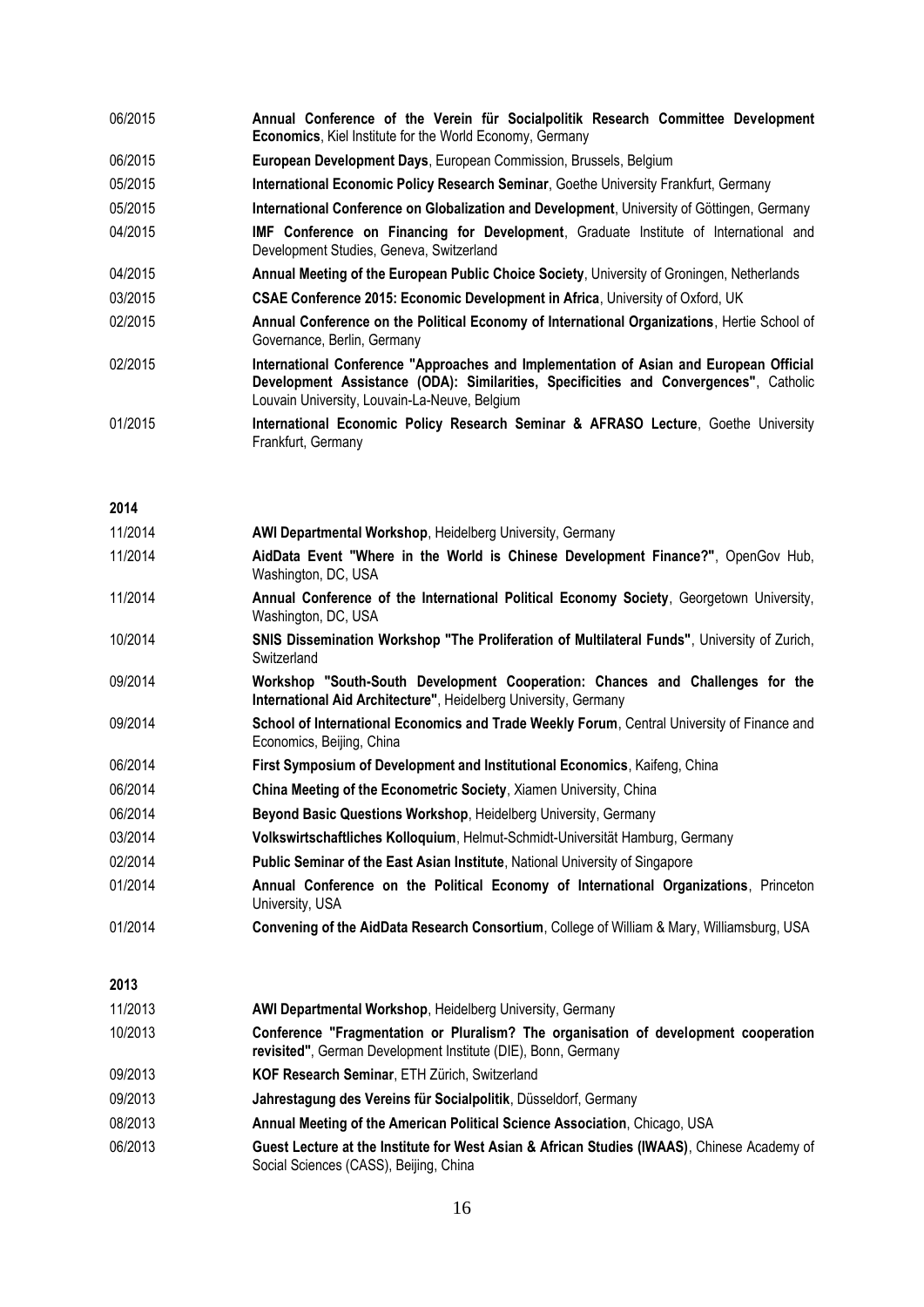06/2015 **Annual Conference of the Verein für Socialpolitik Research Committee Development Economics**, Kiel Institute for the World Economy, Germany

06/2015 **European Development Days**, European Commission, Brussels, Belgium

05/2015 **International Economic Policy Research Seminar**, Goethe University Frankfurt, Germany

05/2015 **International Conference on Globalization and Development**, University of Göttingen, Germany

04/2015 **IMF Conference on Financing for Development**, Graduate Institute of International and Development Studies, Geneva, Switzerland

04/2015 **Annual Meeting of the European Public Choice Society**, University of Groningen, Netherlands

03/2015 **CSAE Conference 2015: Economic Development in Africa**, University of Oxford, UK

02/2015 **Annual Conference on the Political Economy of International Organizations**, Hertie School of Governance, Berlin, Germany

02/2015 **International Conference "Approaches and Implementation of Asian and European Official Development Assistance (ODA): Similarities, Specificities and Convergences"**, Catholic Louvain University, Louvain-La-Neuve, Belgium

01/2015 **International Economic Policy Research Seminar & AFRASO Lecture**, Goethe University Frankfurt, Germany

**2014**

11/2014 **AWI Departmental Workshop**, Heidelberg University, Germany

11/2014 **AidData Event "Where in the World is Chinese Development Finance?"**, OpenGov Hub, Washington, DC, USA

11/2014 **Annual Conference of the International Political Economy Society**, Georgetown University, Washington, DC, USA

10/2014 **SNIS Dissemination Workshop "The Proliferation of Multilateral Funds"**, University of Zurich, Switzerland

09/2014 **Workshop "South-South Development Cooperation: Chances and Challenges for the International Aid Architecture"**, Heidelberg University, Germany

09/2014 **School of International Economics and Trade Weekly Forum**, Central University of Finance and Economics, Beijing, China

06/2014 **First Symposium of Development and Institutional Economics**, Kaifeng, China

06/2014 **China Meeting of the Econometric Society**, Xiamen University, China

06/2014 **Beyond Basic Questions Workshop**, Heidelberg University, Germany

03/2014 **Volkswirtschaftliches Kolloquium**, Helmut-Schmidt-Universität Hamburg, Germany

02/2014 **Public Seminar of the East Asian Institute**, National University of Singapore

01/2014 **Annual Conference on the Political Economy of International Organizations**, Princeton University, USA

01/2014 **Convening of the AidData Research Consortium**, College of William & Mary, Williamsburg, USA

**2013**

11/2013 **AWI Departmental Workshop**, Heidelberg University, Germany

10/2013 **Conference "Fragmentation or Pluralism? The organisation of development cooperation revisited"**, German Development Institute (DIE), Bonn, Germany

09/2013 **KOF Research Seminar**, ETH Zürich, Switzerland

09/2013 **Jahrestagung des Vereins für Socialpolitik**, Düsseldorf, Germany

08/2013 **Annual Meeting of the American Political Science Association**, Chicago, USA

06/2013 **Guest Lecture at the Institute for West Asian & African Studies (IWAAS)**, Chinese Academy of Social Sciences (CASS), Beijing, China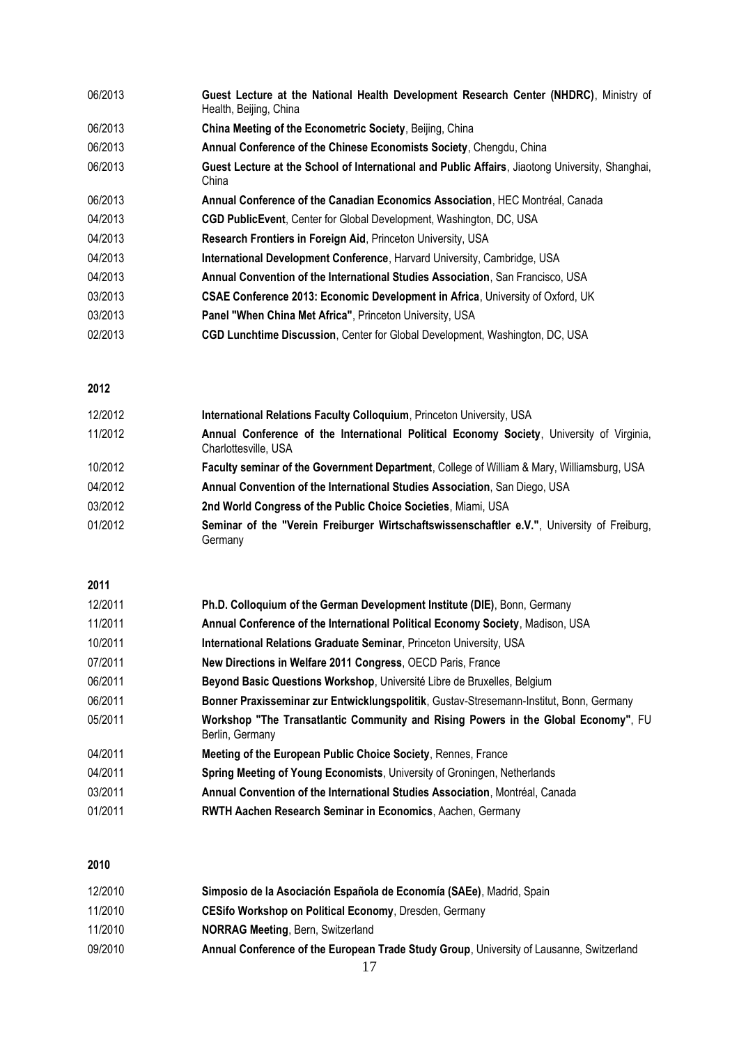06/2013 **Guest Lecture at the National Health Development Research Center (NHDRC)**, Ministry of Health, Beijing, China

06/2013 **China Meeting of the Econometric Society**, Beijing, China

06/2013 **Annual Conference of the Chinese Economists Society**, Chengdu, China

06/2013 **Guest Lecture at the School of International and Public Affairs**, Jiaotong University, Shanghai, China

06/2013 **Annual Conference of the Canadian Economics Association**, HEC Montréal, Canada

04/2013 **CGD PublicEvent**, Center for Global Development, Washington, DC, USA

04/2013 **Research Frontiers in Foreign Aid**, Princeton University, USA

04/2013 **International Development Conference**, Harvard University, Cambridge, USA

04/2013 **Annual Convention of the International Studies Association**, San Francisco, USA

03/2013 **CSAE Conference 2013: Economic Development in Africa**, University of Oxford, UK

03/2013 **Panel "When China Met Africa"**, Princeton University, USA

02/2013 **CGD Lunchtime Discussion**, Center for Global Development, Washington, DC, USA

**2012**

12/2012 **International Relations Faculty Colloquium**, Princeton University, USA

11/2012 **Annual Conference of the International Political Economy Society**, University of Virginia, Charlottesville, USA

10/2012 **Faculty seminar of the Government Department**, College of William & Mary, Williamsburg, USA

04/2012 **Annual Convention of the International Studies Association**, San Diego, USA

03/2012 **2nd World Congress of the Public Choice Societies**, Miami, USA

01/2012 **Seminar of the "Verein Freiburger Wirtschaftswissenschaftler e.V."**, University of Freiburg, Germany

**2011**

12/2011 **Ph.D. Colloquium of the German Development Institute (DIE)**, Bonn, Germany

11/2011 **Annual Conference of the International Political Economy Society**, Madison, USA

10/2011 **International Relations Graduate Seminar**, Princeton University, USA

07/2011 **New Directions in Welfare 2011 Congress**, OECD Paris, France

06/2011 **Beyond Basic Questions Workshop**, Université Libre de Bruxelles, Belgium

06/2011 **Bonner Praxisseminar zur Entwicklungspolitik**, Gustav-Stresemann-Institut, Bonn, Germany

05/2011 **Workshop "The Transatlantic Community and Rising Powers in the Global Economy"**, FU Berlin, Germany

04/2011 **Meeting of the European Public Choice Society**, Rennes, France

04/2011 **Spring Meeting of Young Economists**, University of Groningen, Netherlands

03/2011 **Annual Convention of the International Studies Association**, Montréal, Canada

01/2011 **RWTH Aachen Research Seminar in Economics**, Aachen, Germany

**2010**

12/2010 **Simposio de la Asociación Española de Economía (SAEe)**, Madrid, Spain

11/2010 **CESifo Workshop on Political Economy**, Dresden, Germany

11/2010 **NORRAG Meeting**, Bern, Switzerland

09/2010 **Annual Conference of the European Trade Study Group**, University of Lausanne, Switzerland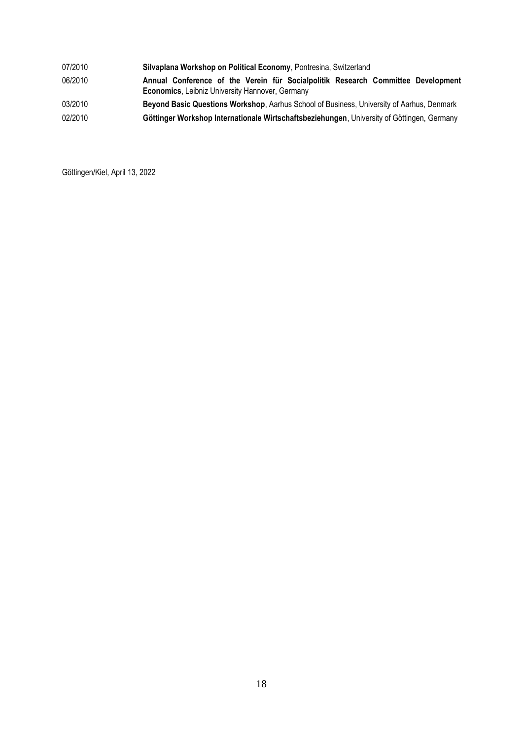| | |
|---|---|
| 07/2010 | **Silvaplana Workshop on Political Economy**, Pontresina, Switzerland |
| 06/2010 | **Annual Conference of the Verein für Socialpolitik Research Committee Development Economics**, Leibniz University Hannover, Germany |
| 03/2010 | **Beyond Basic Questions Workshop**, Aarhus School of Business, University of Aarhus, Denmark |
| 02/2010 | **Göttinger Workshop Internationale Wirtschaftsbeziehungen**, University of Göttingen, Germany |

Göttingen/Kiel, April 13, 2022